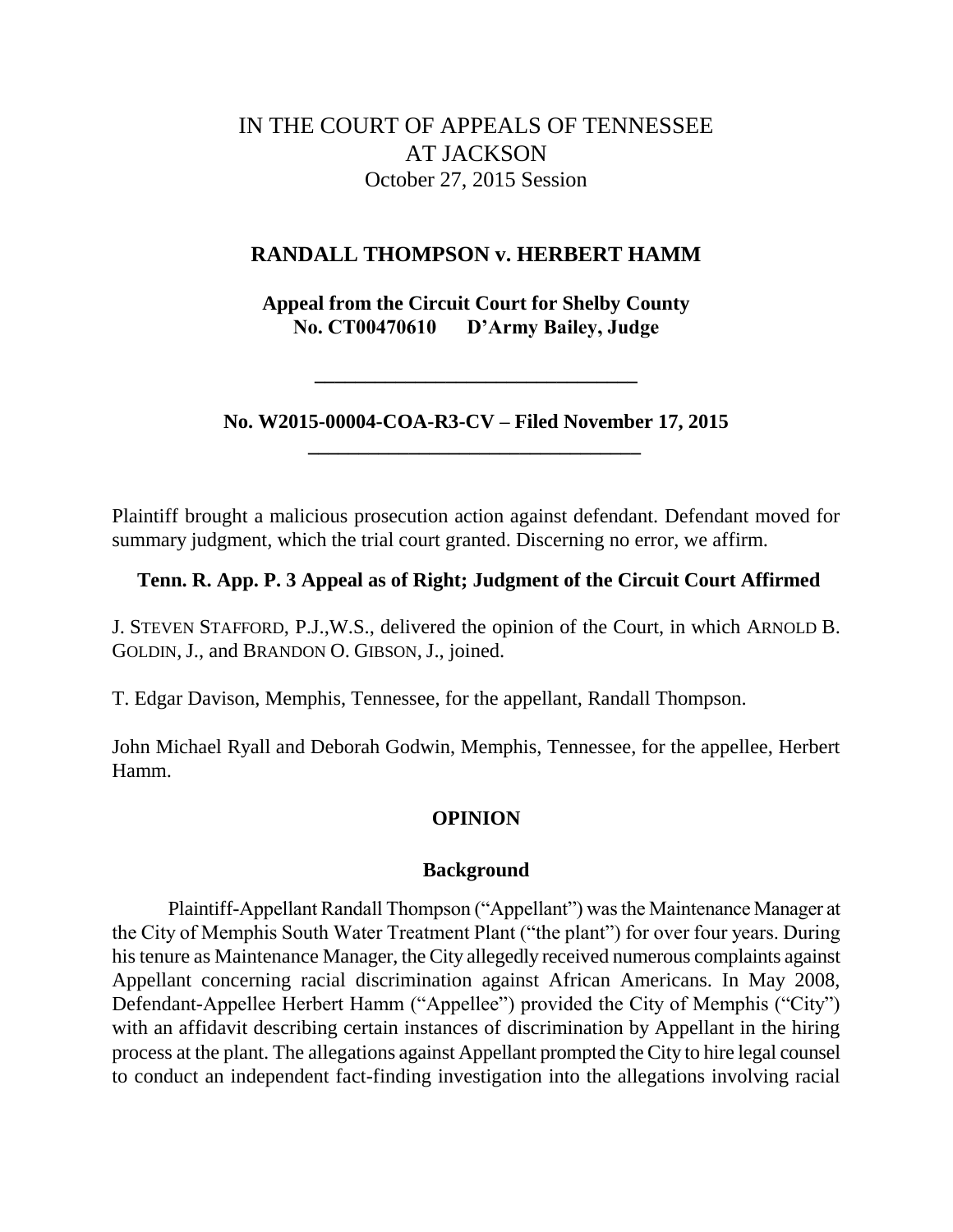IN THE COURT OF APPEALS OF TENNESSEE
AT JACKSON
October 27, 2015 Session

**RANDALL THOMPSON v. HERBERT HAMM**

**Appeal from the Circuit Court for Shelby County**
**No. CT00470610 D'Army Bailey, Judge**

---

**No. W2015-00004-COA-R3-CV – Filed November 17, 2015**

---

Plaintiff brought a malicious prosecution action against defendant. Defendant moved for summary judgment, which the trial court granted. Discerning no error, we affirm.

**Tenn. R. App. P. 3 Appeal as of Right; Judgment of the Circuit Court Affirmed**

J. STEVEN STAFFORD, P.J.,W.S., delivered the opinion of the Court, in which ARNOLD B. GOLDIN, J., and BRANDON O. GIBSON, J., joined.

T. Edgar Davison, Memphis, Tennessee, for the appellant, Randall Thompson.

John Michael Ryall and Deborah Godwin, Memphis, Tennessee, for the appellee, Herbert Hamm.

**OPINION**

**Background**

Plaintiff-Appellant Randall Thompson ("Appellant") was the Maintenance Manager at the City of Memphis South Water Treatment Plant ("the plant") for over four years. During his tenure as Maintenance Manager, the City allegedly received numerous complaints against Appellant concerning racial discrimination against African Americans. In May 2008, Defendant-Appellee Herbert Hamm ("Appellee") provided the City of Memphis ("City") with an affidavit describing certain instances of discrimination by Appellant in the hiring process at the plant. The allegations against Appellant prompted the City to hire legal counsel to conduct an independent fact-finding investigation into the allegations involving racial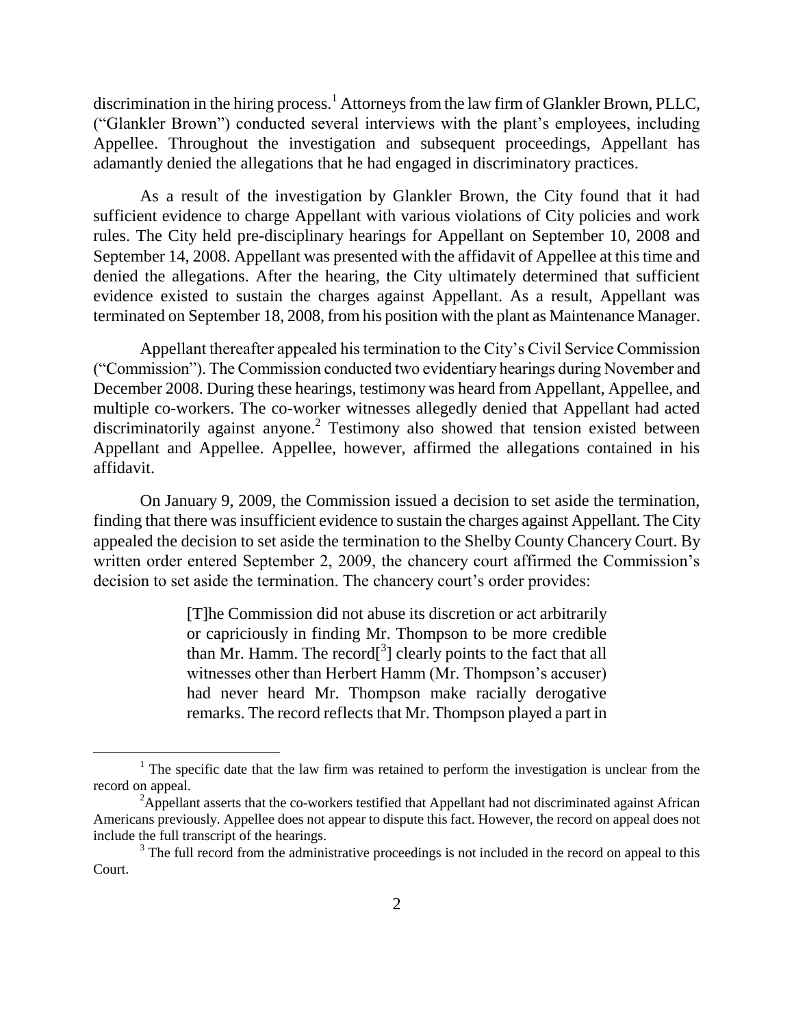discrimination in the hiring process.[1] Attorneys from the law firm of Glankler Brown, PLLC, ("Glankler Brown") conducted several interviews with the plant's employees, including Appellee. Throughout the investigation and subsequent proceedings, Appellant has adamantly denied the allegations that he had engaged in discriminatory practices.

As a result of the investigation by Glankler Brown, the City found that it had sufficient evidence to charge Appellant with various violations of City policies and work rules. The City held pre-disciplinary hearings for Appellant on September 10, 2008 and September 14, 2008. Appellant was presented with the affidavit of Appellee at this time and denied the allegations. After the hearing, the City ultimately determined that sufficient evidence existed to sustain the charges against Appellant. As a result, Appellant was terminated on September 18, 2008, from his position with the plant as Maintenance Manager.

Appellant thereafter appealed his termination to the City's Civil Service Commission ("Commission"). The Commission conducted two evidentiary hearings during November and December 2008. During these hearings, testimony was heard from Appellant, Appellee, and multiple co-workers. The co-worker witnesses allegedly denied that Appellant had acted discriminatorily against anyone.[2] Testimony also showed that tension existed between Appellant and Appellee. Appellee, however, affirmed the allegations contained in his affidavit.

On January 9, 2009, the Commission issued a decision to set aside the termination, finding that there was insufficient evidence to sustain the charges against Appellant. The City appealed the decision to set aside the termination to the Shelby County Chancery Court. By written order entered September 2, 2009, the chancery court affirmed the Commission's decision to set aside the termination. The chancery court's order provides:

> [T]he Commission did not abuse its discretion or act arbitrarily or capriciously in finding Mr. Thompson to be more credible than Mr. Hamm. The record[[3]] clearly points to the fact that all witnesses other than Herbert Hamm (Mr. Thompson's accuser) had never heard Mr. Thompson make racially derogative remarks. The record reflects that Mr. Thompson played a part in

---

[1] The specific date that the law firm was retained to perform the investigation is unclear from the record on appeal.

[2] Appellant asserts that the co-workers testified that Appellant had not discriminated against African Americans previously. Appellee does not appear to dispute this fact. However, the record on appeal does not include the full transcript of the hearings.

[3] The full record from the administrative proceedings is not included in the record on appeal to this Court.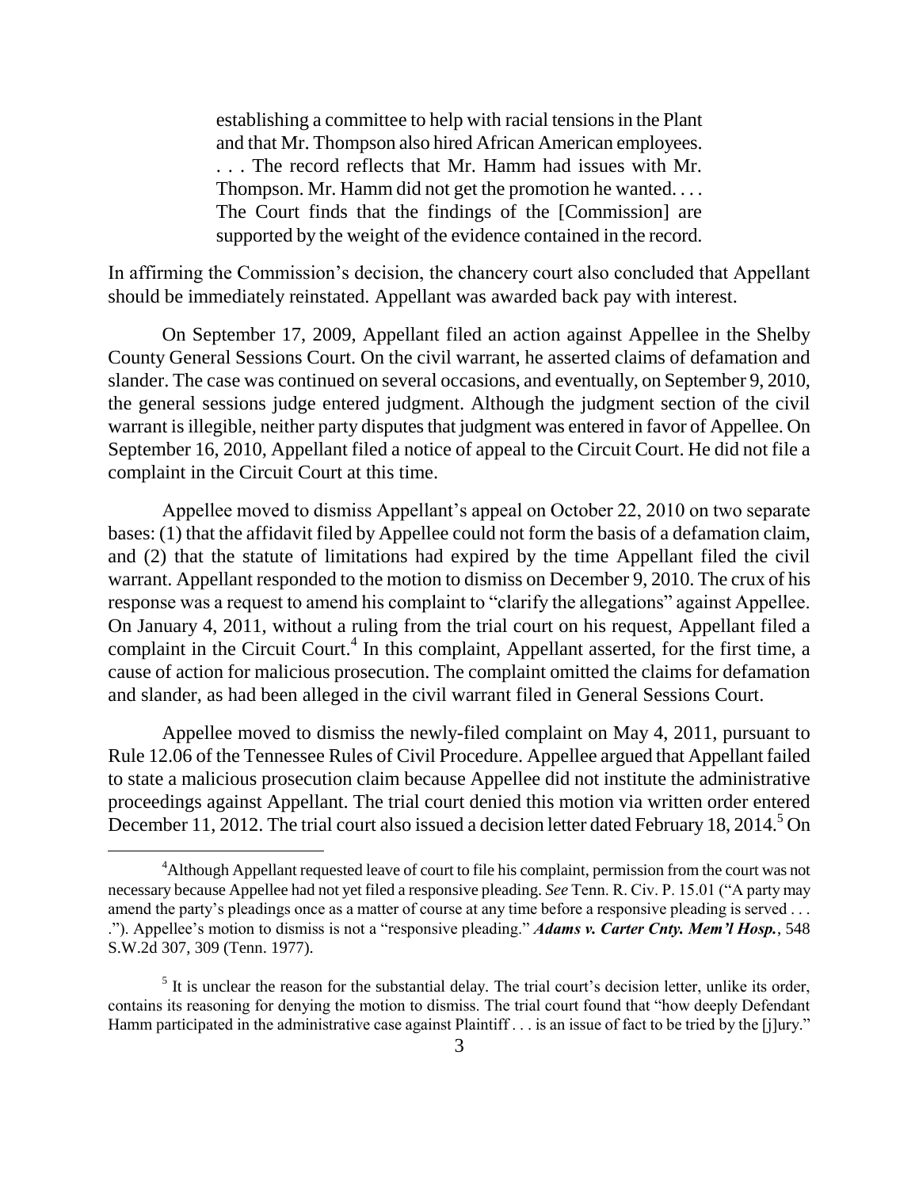> establishing a committee to help with racial tensions in the Plant and that Mr. Thompson also hired African American employees. . . . The record reflects that Mr. Hamm had issues with Mr. Thompson. Mr. Hamm did not get the promotion he wanted. . . . The Court finds that the findings of the [Commission] are supported by the weight of the evidence contained in the record.

In affirming the Commission's decision, the chancery court also concluded that Appellant should be immediately reinstated. Appellant was awarded back pay with interest.

On September 17, 2009, Appellant filed an action against Appellee in the Shelby County General Sessions Court. On the civil warrant, he asserted claims of defamation and slander. The case was continued on several occasions, and eventually, on September 9, 2010, the general sessions judge entered judgment. Although the judgment section of the civil warrant is illegible, neither party disputes that judgment was entered in favor of Appellee. On September 16, 2010, Appellant filed a notice of appeal to the Circuit Court. He did not file a complaint in the Circuit Court at this time.

Appellee moved to dismiss Appellant's appeal on October 22, 2010 on two separate bases: (1) that the affidavit filed by Appellee could not form the basis of a defamation claim, and (2) that the statute of limitations had expired by the time Appellant filed the civil warrant. Appellant responded to the motion to dismiss on December 9, 2010. The crux of his response was a request to amend his complaint to "clarify the allegations" against Appellee. On January 4, 2011, without a ruling from the trial court on his request, Appellant filed a complaint in the Circuit Court.[4] In this complaint, Appellant asserted, for the first time, a cause of action for malicious prosecution. The complaint omitted the claims for defamation and slander, as had been alleged in the civil warrant filed in General Sessions Court.

Appellee moved to dismiss the newly-filed complaint on May 4, 2011, pursuant to Rule 12.06 of the Tennessee Rules of Civil Procedure. Appellee argued that Appellant failed to state a malicious prosecution claim because Appellee did not institute the administrative proceedings against Appellant. The trial court denied this motion via written order entered December 11, 2012. The trial court also issued a decision letter dated February 18, 2014.[5] On

---

[4] Although Appellant requested leave of court to file his complaint, permission from the court was not necessary because Appellee had not yet filed a responsive pleading. *See* Tenn. R. Civ. P. 15.01 ("A party may amend the party's pleadings once as a matter of course at any time before a responsive pleading is served . . . ."). Appellee's motion to dismiss is not a "responsive pleading." ***Adams v. Carter Cnty. Mem'l Hosp.***, 548 S.W.2d 307, 309 (Tenn. 1977).

[5] It is unclear the reason for the substantial delay. The trial court's decision letter, unlike its order, contains its reasoning for denying the motion to dismiss. The trial court found that "how deeply Defendant Hamm participated in the administrative case against Plaintiff . . . is an issue of fact to be tried by the [j]ury."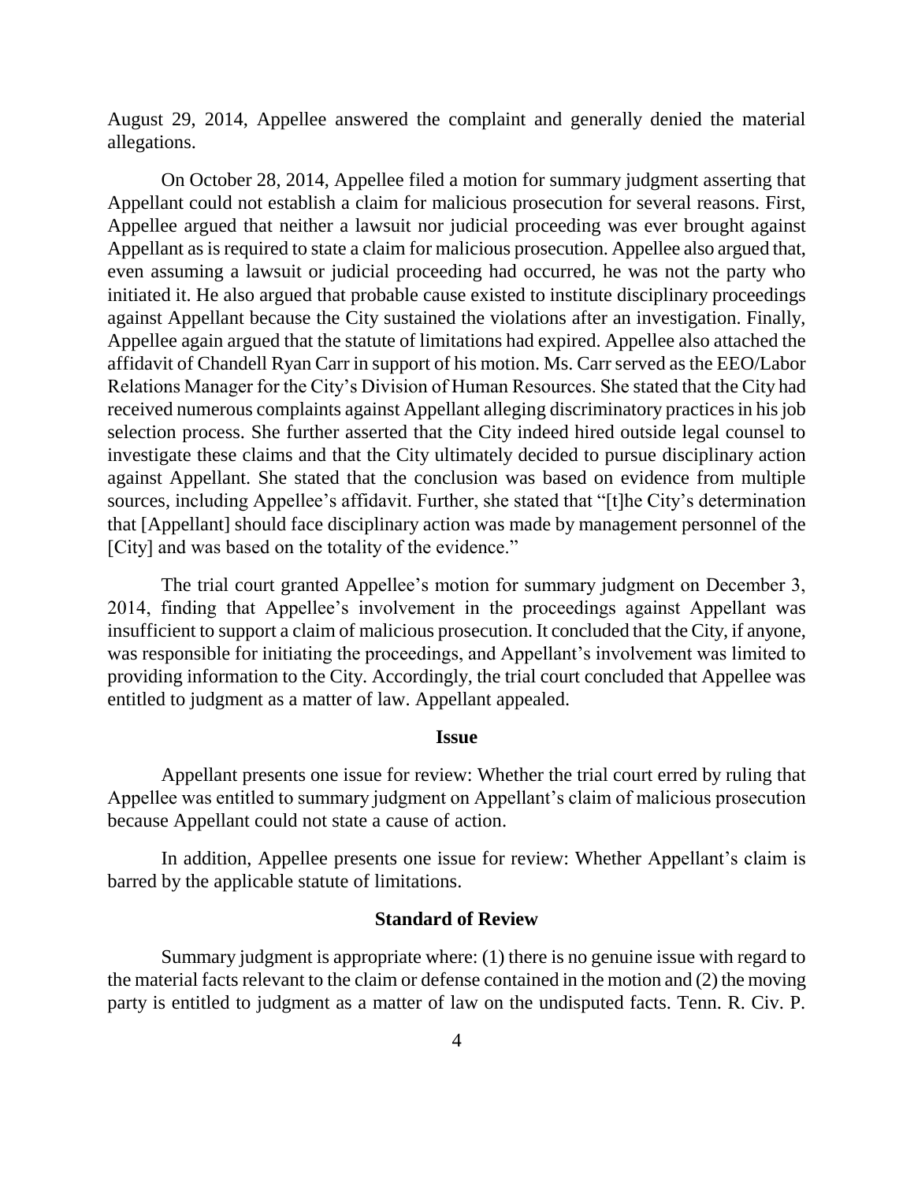August 29, 2014, Appellee answered the complaint and generally denied the material allegations.

On October 28, 2014, Appellee filed a motion for summary judgment asserting that Appellant could not establish a claim for malicious prosecution for several reasons. First, Appellee argued that neither a lawsuit nor judicial proceeding was ever brought against Appellant as is required to state a claim for malicious prosecution. Appellee also argued that, even assuming a lawsuit or judicial proceeding had occurred, he was not the party who initiated it. He also argued that probable cause existed to institute disciplinary proceedings against Appellant because the City sustained the violations after an investigation. Finally, Appellee again argued that the statute of limitations had expired. Appellee also attached the affidavit of Chandell Ryan Carr in support of his motion. Ms. Carr served as the EEO/Labor Relations Manager for the City's Division of Human Resources. She stated that the City had received numerous complaints against Appellant alleging discriminatory practices in his job selection process. She further asserted that the City indeed hired outside legal counsel to investigate these claims and that the City ultimately decided to pursue disciplinary action against Appellant. She stated that the conclusion was based on evidence from multiple sources, including Appellee's affidavit. Further, she stated that "[t]he City's determination that [Appellant] should face disciplinary action was made by management personnel of the [City] and was based on the totality of the evidence."

The trial court granted Appellee's motion for summary judgment on December 3, 2014, finding that Appellee's involvement in the proceedings against Appellant was insufficient to support a claim of malicious prosecution. It concluded that the City, if anyone, was responsible for initiating the proceedings, and Appellant's involvement was limited to providing information to the City. Accordingly, the trial court concluded that Appellee was entitled to judgment as a matter of law. Appellant appealed.

## Issue

Appellant presents one issue for review: Whether the trial court erred by ruling that Appellee was entitled to summary judgment on Appellant's claim of malicious prosecution because Appellant could not state a cause of action.

In addition, Appellee presents one issue for review: Whether Appellant's claim is barred by the applicable statute of limitations.

## Standard of Review

Summary judgment is appropriate where: (1) there is no genuine issue with regard to the material facts relevant to the claim or defense contained in the motion and (2) the moving party is entitled to judgment as a matter of law on the undisputed facts. Tenn. R. Civ. P.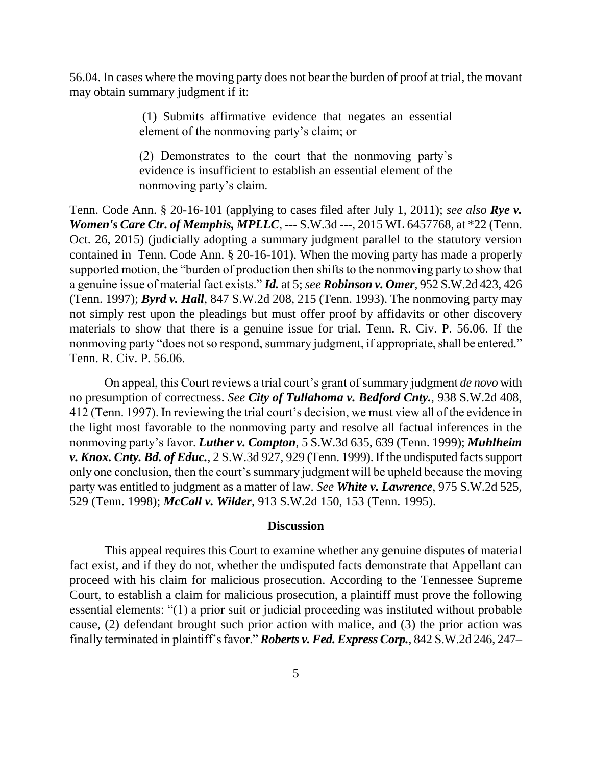56.04. In cases where the moving party does not bear the burden of proof at trial, the movant may obtain summary judgment if it:

> (1) Submits affirmative evidence that negates an essential element of the nonmoving party's claim; or
>
> (2) Demonstrates to the court that the nonmoving party's evidence is insufficient to establish an essential element of the nonmoving party's claim.

Tenn. Code Ann. § 20-16-101 (applying to cases filed after July 1, 2011); *see also* ***Rye v. Women's Care Ctr. of Memphis, MPLLC***, --- S.W.3d ---, 2015 WL 6457768, at *22 (Tenn. Oct. 26, 2015) (judicially adopting a summary judgment parallel to the statutory version contained in Tenn. Code Ann. § 20-16-101). When the moving party has made a properly supported motion, the "burden of production then shifts to the nonmoving party to show that a genuine issue of material fact exists." ***Id.*** at 5; *see* ***Robinson v. Omer***, 952 S.W.2d 423, 426 (Tenn. 1997); ***Byrd v. Hall***, 847 S.W.2d 208, 215 (Tenn. 1993). The nonmoving party may not simply rest upon the pleadings but must offer proof by affidavits or other discovery materials to show that there is a genuine issue for trial. Tenn. R. Civ. P. 56.06. If the nonmoving party "does not so respond, summary judgment, if appropriate, shall be entered." Tenn. R. Civ. P. 56.06.

On appeal, this Court reviews a trial court's grant of summary judgment *de novo* with no presumption of correctness. *See* ***City of Tullahoma v. Bedford Cnty.***, 938 S.W.2d 408, 412 (Tenn. 1997). In reviewing the trial court's decision, we must view all of the evidence in the light most favorable to the nonmoving party and resolve all factual inferences in the nonmoving party's favor. ***Luther v. Compton***, 5 S.W.3d 635, 639 (Tenn. 1999); ***Muhlheim v. Knox. Cnty. Bd. of Educ.***, 2 S.W.3d 927, 929 (Tenn. 1999). If the undisputed facts support only one conclusion, then the court's summary judgment will be upheld because the moving party was entitled to judgment as a matter of law. *See* ***White v. Lawrence***, 975 S.W.2d 525, 529 (Tenn. 1998); ***McCall v. Wilder***, 913 S.W.2d 150, 153 (Tenn. 1995).

## Discussion

This appeal requires this Court to examine whether any genuine disputes of material fact exist, and if they do not, whether the undisputed facts demonstrate that Appellant can proceed with his claim for malicious prosecution. According to the Tennessee Supreme Court, to establish a claim for malicious prosecution, a plaintiff must prove the following essential elements: "(1) a prior suit or judicial proceeding was instituted without probable cause, (2) defendant brought such prior action with malice, and (3) the prior action was finally terminated in plaintiff's favor." ***Roberts v. Fed. Express Corp.***, 842 S.W.2d 246, 247–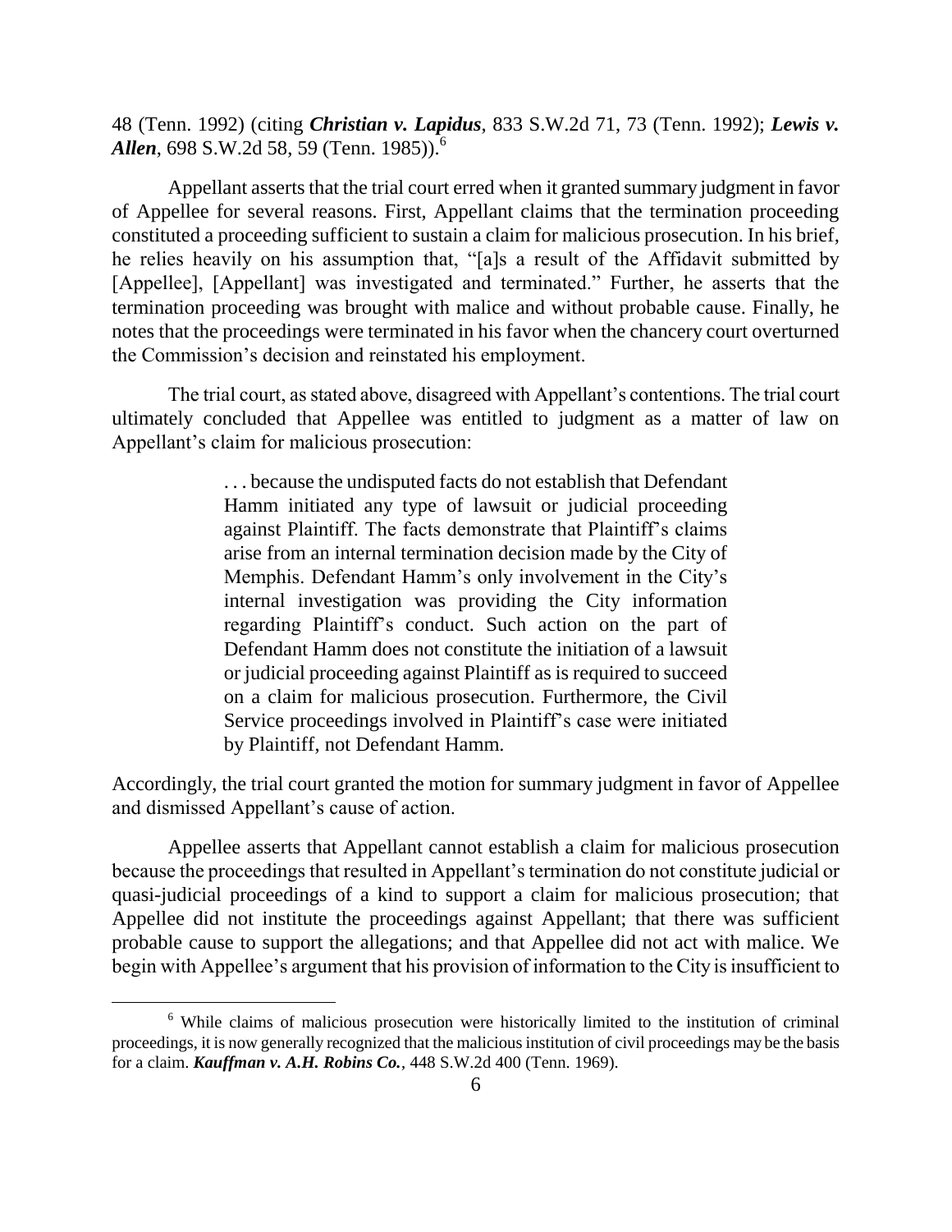48 (Tenn. 1992) (citing ***Christian v. Lapidus***, 833 S.W.2d 71, 73 (Tenn. 1992); ***Lewis v. Allen***, 698 S.W.2d 58, 59 (Tenn. 1985)).[6]

Appellant asserts that the trial court erred when it granted summary judgment in favor of Appellee for several reasons. First, Appellant claims that the termination proceeding constituted a proceeding sufficient to sustain a claim for malicious prosecution. In his brief, he relies heavily on his assumption that, "[a]s a result of the Affidavit submitted by [Appellee], [Appellant] was investigated and terminated." Further, he asserts that the termination proceeding was brought with malice and without probable cause. Finally, he notes that the proceedings were terminated in his favor when the chancery court overturned the Commission's decision and reinstated his employment.

The trial court, as stated above, disagreed with Appellant's contentions. The trial court ultimately concluded that Appellee was entitled to judgment as a matter of law on Appellant's claim for malicious prosecution:

> . . . because the undisputed facts do not establish that Defendant Hamm initiated any type of lawsuit or judicial proceeding against Plaintiff. The facts demonstrate that Plaintiff's claims arise from an internal termination decision made by the City of Memphis. Defendant Hamm's only involvement in the City's internal investigation was providing the City information regarding Plaintiff's conduct. Such action on the part of Defendant Hamm does not constitute the initiation of a lawsuit or judicial proceeding against Plaintiff as is required to succeed on a claim for malicious prosecution. Furthermore, the Civil Service proceedings involved in Plaintiff's case were initiated by Plaintiff, not Defendant Hamm.

Accordingly, the trial court granted the motion for summary judgment in favor of Appellee and dismissed Appellant's cause of action.

Appellee asserts that Appellant cannot establish a claim for malicious prosecution because the proceedings that resulted in Appellant's termination do not constitute judicial or quasi-judicial proceedings of a kind to support a claim for malicious prosecution; that Appellee did not institute the proceedings against Appellant; that there was sufficient probable cause to support the allegations; and that Appellee did not act with malice. We begin with Appellee's argument that his provision of information to the City is insufficient to

---

[6] While claims of malicious prosecution were historically limited to the institution of criminal proceedings, it is now generally recognized that the malicious institution of civil proceedings may be the basis for a claim. ***Kauffman v. A.H. Robins Co.***, 448 S.W.2d 400 (Tenn. 1969).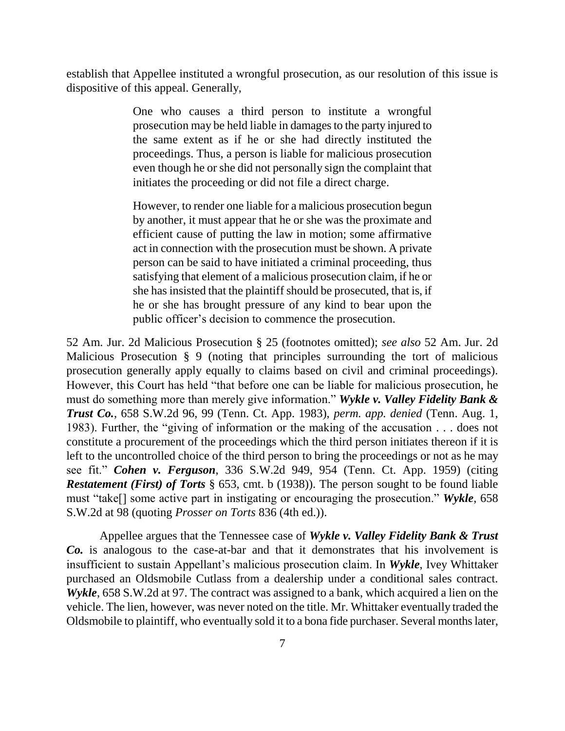establish that Appellee instituted a wrongful prosecution, as our resolution of this issue is dispositive of this appeal. Generally,

> One who causes a third person to institute a wrongful prosecution may be held liable in damages to the party injured to the same extent as if he or she had directly instituted the proceedings. Thus, a person is liable for malicious prosecution even though he or she did not personally sign the complaint that initiates the proceeding or did not file a direct charge.
>
> However, to render one liable for a malicious prosecution begun by another, it must appear that he or she was the proximate and efficient cause of putting the law in motion; some affirmative act in connection with the prosecution must be shown. A private person can be said to have initiated a criminal proceeding, thus satisfying that element of a malicious prosecution claim, if he or she has insisted that the plaintiff should be prosecuted, that is, if he or she has brought pressure of any kind to bear upon the public officer's decision to commence the prosecution.

52 Am. Jur. 2d Malicious Prosecution § 25 (footnotes omitted); *see also* 52 Am. Jur. 2d Malicious Prosecution § 9 (noting that principles surrounding the tort of malicious prosecution generally apply equally to claims based on civil and criminal proceedings). However, this Court has held "that before one can be liable for malicious prosecution, he must do something more than merely give information." ***Wykle v. Valley Fidelity Bank & Trust Co.***, 658 S.W.2d 96, 99 (Tenn. Ct. App. 1983), *perm. app. denied* (Tenn. Aug. 1, 1983). Further, the "giving of information or the making of the accusation . . . does not constitute a procurement of the proceedings which the third person initiates thereon if it is left to the uncontrolled choice of the third person to bring the proceedings or not as he may see fit." ***Cohen v. Ferguson***, 336 S.W.2d 949, 954 (Tenn. Ct. App. 1959) (citing ***Restatement (First) of Torts*** § 653, cmt. b (1938)). The person sought to be found liable must "take[] some active part in instigating or encouraging the prosecution." ***Wykle***, 658 S.W.2d at 98 (quoting *Prosser on Torts* 836 (4th ed.)).

Appellee argues that the Tennessee case of ***Wykle v. Valley Fidelity Bank & Trust Co.*** is analogous to the case-at-bar and that it demonstrates that his involvement is insufficient to sustain Appellant's malicious prosecution claim. In ***Wykle***, Ivey Whittaker purchased an Oldsmobile Cutlass from a dealership under a conditional sales contract. ***Wykle***, 658 S.W.2d at 97. The contract was assigned to a bank, which acquired a lien on the vehicle. The lien, however, was never noted on the title. Mr. Whittaker eventually traded the Oldsmobile to plaintiff, who eventually sold it to a bona fide purchaser. Several months later,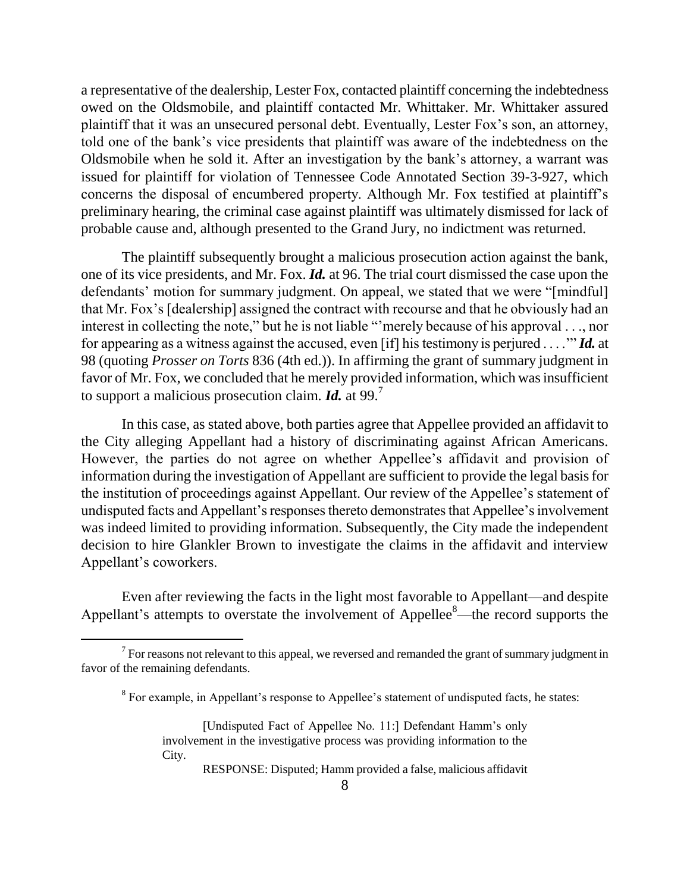a representative of the dealership, Lester Fox, contacted plaintiff concerning the indebtedness owed on the Oldsmobile, and plaintiff contacted Mr. Whittaker. Mr. Whittaker assured plaintiff that it was an unsecured personal debt. Eventually, Lester Fox's son, an attorney, told one of the bank's vice presidents that plaintiff was aware of the indebtedness on the Oldsmobile when he sold it. After an investigation by the bank's attorney, a warrant was issued for plaintiff for violation of Tennessee Code Annotated Section 39-3-927, which concerns the disposal of encumbered property. Although Mr. Fox testified at plaintiff's preliminary hearing, the criminal case against plaintiff was ultimately dismissed for lack of probable cause and, although presented to the Grand Jury, no indictment was returned.

The plaintiff subsequently brought a malicious prosecution action against the bank, one of its vice presidents, and Mr. Fox. ***Id.*** at 96. The trial court dismissed the case upon the defendants' motion for summary judgment. On appeal, we stated that we were "[mindful] that Mr. Fox's [dealership] assigned the contract with recourse and that he obviously had an interest in collecting the note," but he is not liable "'merely because of his approval . . ., nor for appearing as a witness against the accused, even [if] his testimony is perjured . . . .'" ***Id.*** at 98 (quoting *Prosser on Torts* 836 (4th ed.)). In affirming the grant of summary judgment in favor of Mr. Fox, we concluded that he merely provided information, which was insufficient to support a malicious prosecution claim. ***Id.*** at 99.[7]

In this case, as stated above, both parties agree that Appellee provided an affidavit to the City alleging Appellant had a history of discriminating against African Americans. However, the parties do not agree on whether Appellee's affidavit and provision of information during the investigation of Appellant are sufficient to provide the legal basis for the institution of proceedings against Appellant. Our review of the Appellee's statement of undisputed facts and Appellant's responses thereto demonstrates that Appellee's involvement was indeed limited to providing information. Subsequently, the City made the independent decision to hire Glankler Brown to investigate the claims in the affidavit and interview Appellant's coworkers.

Even after reviewing the facts in the light most favorable to Appellant—and despite Appellant's attempts to overstate the involvement of Appellee[8]—the record supports the

---

[7] For reasons not relevant to this appeal, we reversed and remanded the grant of summary judgment in favor of the remaining defendants.

[8] For example, in Appellant's response to Appellee's statement of undisputed facts, he states:

> [Undisputed Fact of Appellee No. 11:] Defendant Hamm's only involvement in the investigative process was providing information to the City.
>
> RESPONSE: Disputed; Hamm provided a false, malicious affidavit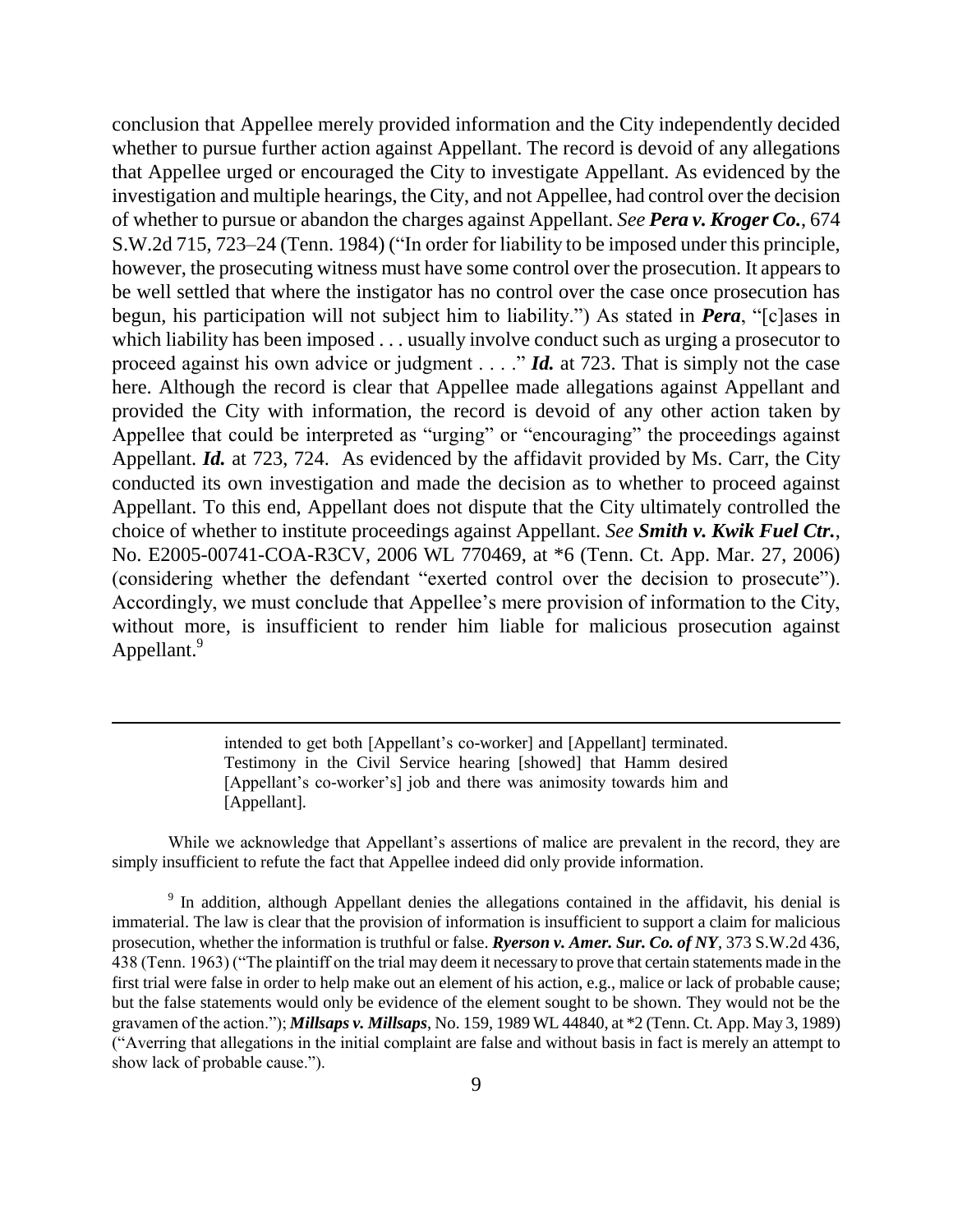conclusion that Appellee merely provided information and the City independently decided whether to pursue further action against Appellant. The record is devoid of any allegations that Appellee urged or encouraged the City to investigate Appellant. As evidenced by the investigation and multiple hearings, the City, and not Appellee, had control over the decision of whether to pursue or abandon the charges against Appellant. *See* ***Pera v. Kroger Co.***, 674 S.W.2d 715, 723–24 (Tenn. 1984) ("In order for liability to be imposed under this principle, however, the prosecuting witness must have some control over the prosecution. It appears to be well settled that where the instigator has no control over the case once prosecution has begun, his participation will not subject him to liability.") As stated in ***Pera***, "[c]ases in which liability has been imposed . . . usually involve conduct such as urging a prosecutor to proceed against his own advice or judgment . . . ." ***Id.*** at 723. That is simply not the case here. Although the record is clear that Appellee made allegations against Appellant and provided the City with information, the record is devoid of any other action taken by Appellee that could be interpreted as "urging" or "encouraging" the proceedings against Appellant. ***Id.*** at 723, 724. As evidenced by the affidavit provided by Ms. Carr, the City conducted its own investigation and made the decision as to whether to proceed against Appellant. To this end, Appellant does not dispute that the City ultimately controlled the choice of whether to institute proceedings against Appellant. *See* ***Smith v. Kwik Fuel Ctr.***, No. E2005-00741-COA-R3CV, 2006 WL 770469, at *6 (Tenn. Ct. App. Mar. 27, 2006) (considering whether the defendant "exerted control over the decision to prosecute"). Accordingly, we must conclude that Appellee's mere provision of information to the City, without more, is insufficient to render him liable for malicious prosecution against Appellant.[9]

---

> intended to get both [Appellant's co-worker] and [Appellant] terminated. Testimony in the Civil Service hearing [showed] that Hamm desired [Appellant's co-worker's] job and there was animosity towards him and [Appellant].

While we acknowledge that Appellant's assertions of malice are prevalent in the record, they are simply insufficient to refute the fact that Appellee indeed did only provide information.

[9] In addition, although Appellant denies the allegations contained in the affidavit, his denial is immaterial. The law is clear that the provision of information is insufficient to support a claim for malicious prosecution, whether the information is truthful or false. ***Ryerson v. Amer. Sur. Co. of NY***, 373 S.W.2d 436, 438 (Tenn. 1963) ("The plaintiff on the trial may deem it necessary to prove that certain statements made in the first trial were false in order to help make out an element of his action, e.g., malice or lack of probable cause; but the false statements would only be evidence of the element sought to be shown. They would not be the gravamen of the action."); ***Millsaps v. Millsaps***, No. 159, 1989 WL 44840, at *2 (Tenn. Ct. App. May 3, 1989) ("Averring that allegations in the initial complaint are false and without basis in fact is merely an attempt to show lack of probable cause.").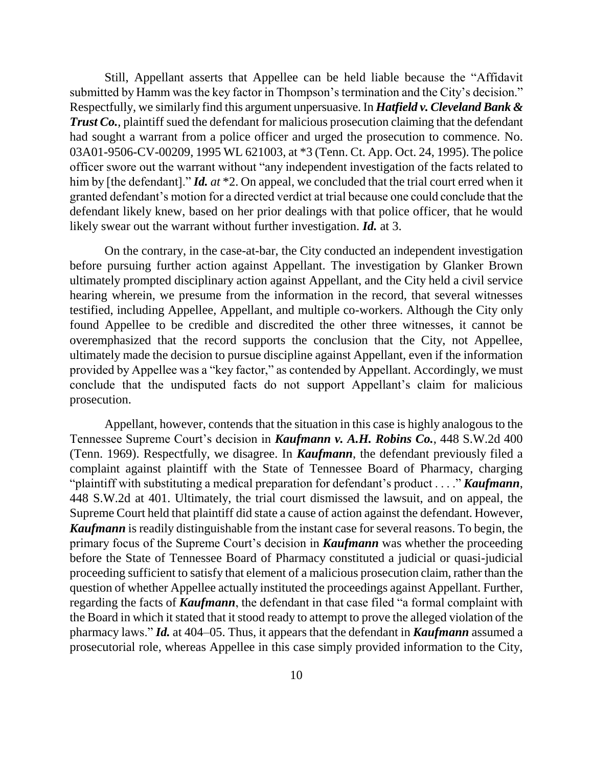Still, Appellant asserts that Appellee can be held liable because the "Affidavit submitted by Hamm was the key factor in Thompson's termination and the City's decision." Respectfully, we similarly find this argument unpersuasive. In ***Hatfield v. Cleveland Bank & Trust Co.***, plaintiff sued the defendant for malicious prosecution claiming that the defendant had sought a warrant from a police officer and urged the prosecution to commence. No. 03A01-9506-CV-00209, 1995 WL 621003, at *3 (Tenn. Ct. App. Oct. 24, 1995). The police officer swore out the warrant without "any independent investigation of the facts related to him by [the defendant]." ***Id.*** *at* *2. On appeal, we concluded that the trial court erred when it granted defendant's motion for a directed verdict at trial because one could conclude that the defendant likely knew, based on her prior dealings with that police officer, that he would likely swear out the warrant without further investigation. ***Id.*** at 3.

On the contrary, in the case-at-bar, the City conducted an independent investigation before pursuing further action against Appellant. The investigation by Glanker Brown ultimately prompted disciplinary action against Appellant, and the City held a civil service hearing wherein, we presume from the information in the record, that several witnesses testified, including Appellee, Appellant, and multiple co-workers. Although the City only found Appellee to be credible and discredited the other three witnesses, it cannot be overemphasized that the record supports the conclusion that the City, not Appellee, ultimately made the decision to pursue discipline against Appellant, even if the information provided by Appellee was a "key factor," as contended by Appellant. Accordingly, we must conclude that the undisputed facts do not support Appellant's claim for malicious prosecution.

Appellant, however, contends that the situation in this case is highly analogous to the Tennessee Supreme Court's decision in ***Kaufmann v. A.H. Robins Co.***, 448 S.W.2d 400 (Tenn. 1969). Respectfully, we disagree. In ***Kaufmann***, the defendant previously filed a complaint against plaintiff with the State of Tennessee Board of Pharmacy, charging "plaintiff with substituting a medical preparation for defendant's product . . . ." ***Kaufmann***, 448 S.W.2d at 401. Ultimately, the trial court dismissed the lawsuit, and on appeal, the Supreme Court held that plaintiff did state a cause of action against the defendant. However, ***Kaufmann*** is readily distinguishable from the instant case for several reasons. To begin, the primary focus of the Supreme Court's decision in ***Kaufmann*** was whether the proceeding before the State of Tennessee Board of Pharmacy constituted a judicial or quasi-judicial proceeding sufficient to satisfy that element of a malicious prosecution claim, rather than the question of whether Appellee actually instituted the proceedings against Appellant. Further, regarding the facts of ***Kaufmann***, the defendant in that case filed "a formal complaint with the Board in which it stated that it stood ready to attempt to prove the alleged violation of the pharmacy laws." ***Id.*** at 404–05. Thus, it appears that the defendant in ***Kaufmann*** assumed a prosecutorial role, whereas Appellee in this case simply provided information to the City,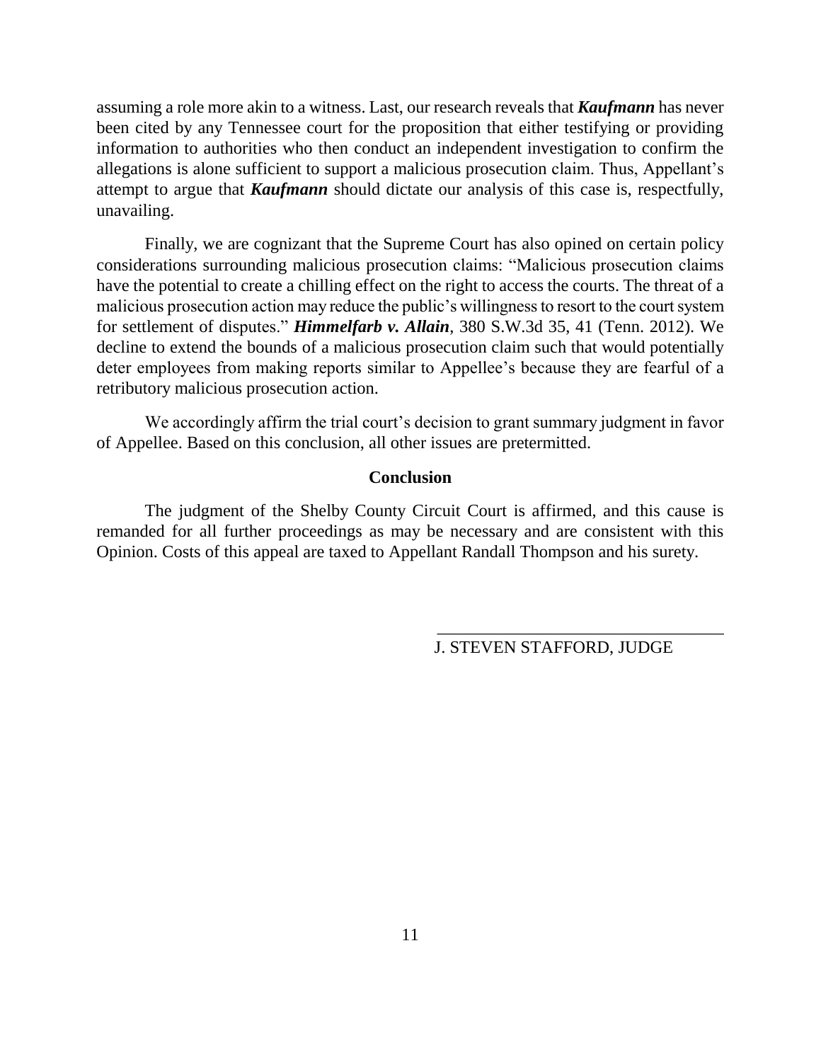assuming a role more akin to a witness. Last, our research reveals that ***Kaufmann*** has never been cited by any Tennessee court for the proposition that either testifying or providing information to authorities who then conduct an independent investigation to confirm the allegations is alone sufficient to support a malicious prosecution claim. Thus, Appellant's attempt to argue that ***Kaufmann*** should dictate our analysis of this case is, respectfully, unavailing.

Finally, we are cognizant that the Supreme Court has also opined on certain policy considerations surrounding malicious prosecution claims: "Malicious prosecution claims have the potential to create a chilling effect on the right to access the courts. The threat of a malicious prosecution action may reduce the public's willingness to resort to the court system for settlement of disputes." ***Himmelfarb v. Allain***, 380 S.W.3d 35, 41 (Tenn. 2012). We decline to extend the bounds of a malicious prosecution claim such that would potentially deter employees from making reports similar to Appellee's because they are fearful of a retributory malicious prosecution action.

We accordingly affirm the trial court's decision to grant summary judgment in favor of Appellee. Based on this conclusion, all other issues are pretermitted.

## Conclusion

The judgment of the Shelby County Circuit Court is affirmed, and this cause is remanded for all further proceedings as may be necessary and are consistent with this Opinion. Costs of this appeal are taxed to Appellant Randall Thompson and his surety.

\_\_\_\_\_\_\_\_\_\_\_\_\_\_\_\_\_\_\_\_\_\_\_\_\_\_\_\_\_\_\_\_\_\_

J. STEVEN STAFFORD, JUDGE